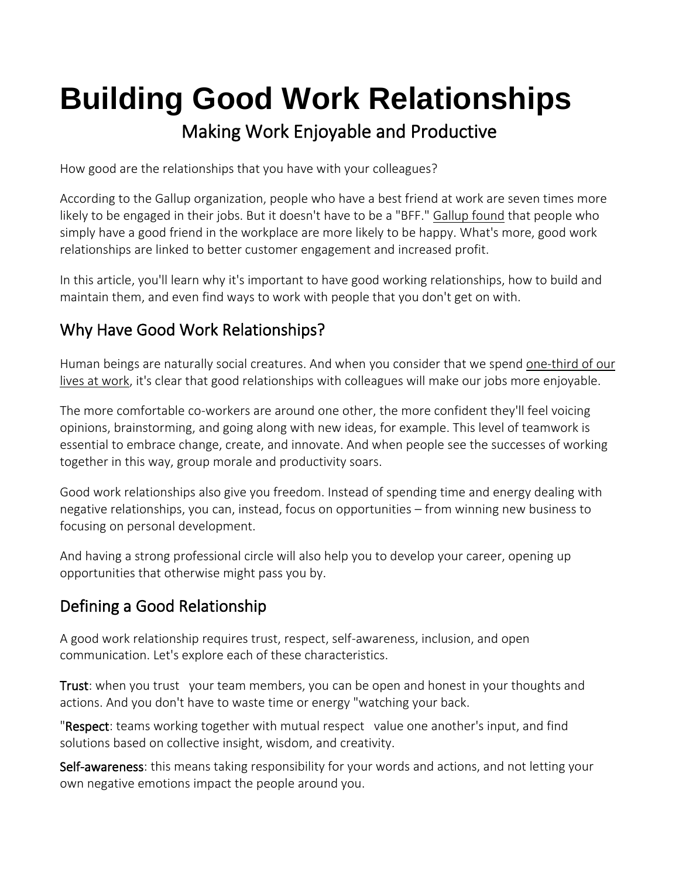# Building Good Work Relationships

## Making Work Enjoyable and Productive

How good are the relationships that you have with your colleagues?

According to the Gallup organization, people who have a best friend at work are seven times more likely to be engaged in their jobs. But it doesn't have to be a "BFF." Gallup found that people who simply have a good friend in the workplace are more likely to be happy. What's more, good work relationships are linked to better customer engagement and increased profit.

In this article, you'll learn why it's important to have good working relationships, how to build and maintain them, and even find ways to work with people that you don't get on with.

## Why Have Good Work Relationships?

Human beings are naturally social creatures. And when you consider that we spend one-third of our lives at work, it's clear that good relationships with colleagues will make our jobs more enjoyable.

The more comfortable co-workers are around one other, the more confident they'll feel voicing opinions, brainstorming, and going along with new ideas, for example. This level of teamwork is essential to embrace change, create, and innovate. And when people see the successes of working together in this way, group morale and productivity soars.

Good work relationships also give you freedom. Instead of spending time and energy dealing with negative relationships, you can, instead, focus on opportunities – from winning new business to focusing on personal development.

And having a strong professional circle will also help you to develop your career, opening up opportunities that otherwise might pass you by.

## Defining a Good Relationship

A good work relationship requires trust, respect, self-awareness, inclusion, and open communication. Let's explore each of these characteristics.

**Trust**: when you trust your team members, you can be open and honest in your thoughts and actions. And you don't have to waste time or energy "watching your back.

"**Respect**: teams working together with mutual respect value one another's input, and find solutions based on collective insight, wisdom, and creativity.

**Self-awareness**: this means taking responsibility for your words and actions, and not letting your own negative emotions impact the people around you.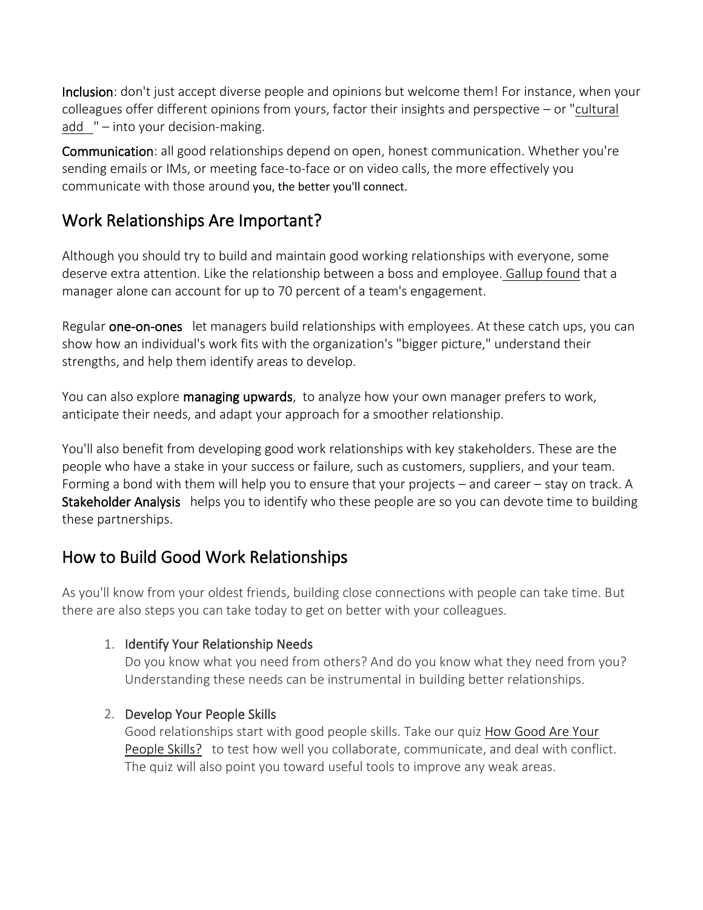**Inclusion**: don't just accept diverse people and opinions but welcome them! For instance, when your colleagues offer different opinions from yours, factor their insights and perspective – or "cultural add " – into your decision-making.

**Communication**: all good relationships depend on open, honest communication. Whether you're sending emails or IMs, or meeting face-to-face or on video calls, the more effectively you communicate with those around you, the better you'll connect.

## Work Relationships Are Important?

Although you should try to build and maintain good working relationships with everyone, some deserve extra attention. Like the relationship between a boss and employee. Gallup found that a manager alone can account for up to 70 percent of a team's engagement.

Regular **one-on-ones** let managers build relationships with employees. At these catch ups, you can show how an individual's work fits with the organization's "bigger picture," understand their strengths, and help them identify areas to develop.

You can also explore **managing upwards**, to analyze how your own manager prefers to work, anticipate their needs, and adapt your approach for a smoother relationship.

You'll also benefit from developing good work relationships with key stakeholders. These are the people who have a stake in your success or failure, such as customers, suppliers, and your team. Forming a bond with them will help you to ensure that your projects – and career – stay on track. A **Stakeholder Analysis** helps you to identify who these people are so you can devote time to building these partnerships.

## How to Build Good Work Relationships

As you'll know from your oldest friends, building close connections with people can take time. But there are also steps you can take today to get on better with your colleagues.

1. **Identify Your Relationship Needs**
   Do you know what you need from others? And do you know what they need from you? Understanding these needs can be instrumental in building better relationships.

2. **Develop Your People Skills**
   Good relationships start with good people skills. Take our quiz How Good Are Your People Skills? to test how well you collaborate, communicate, and deal with conflict. The quiz will also point you toward useful tools to improve any weak areas.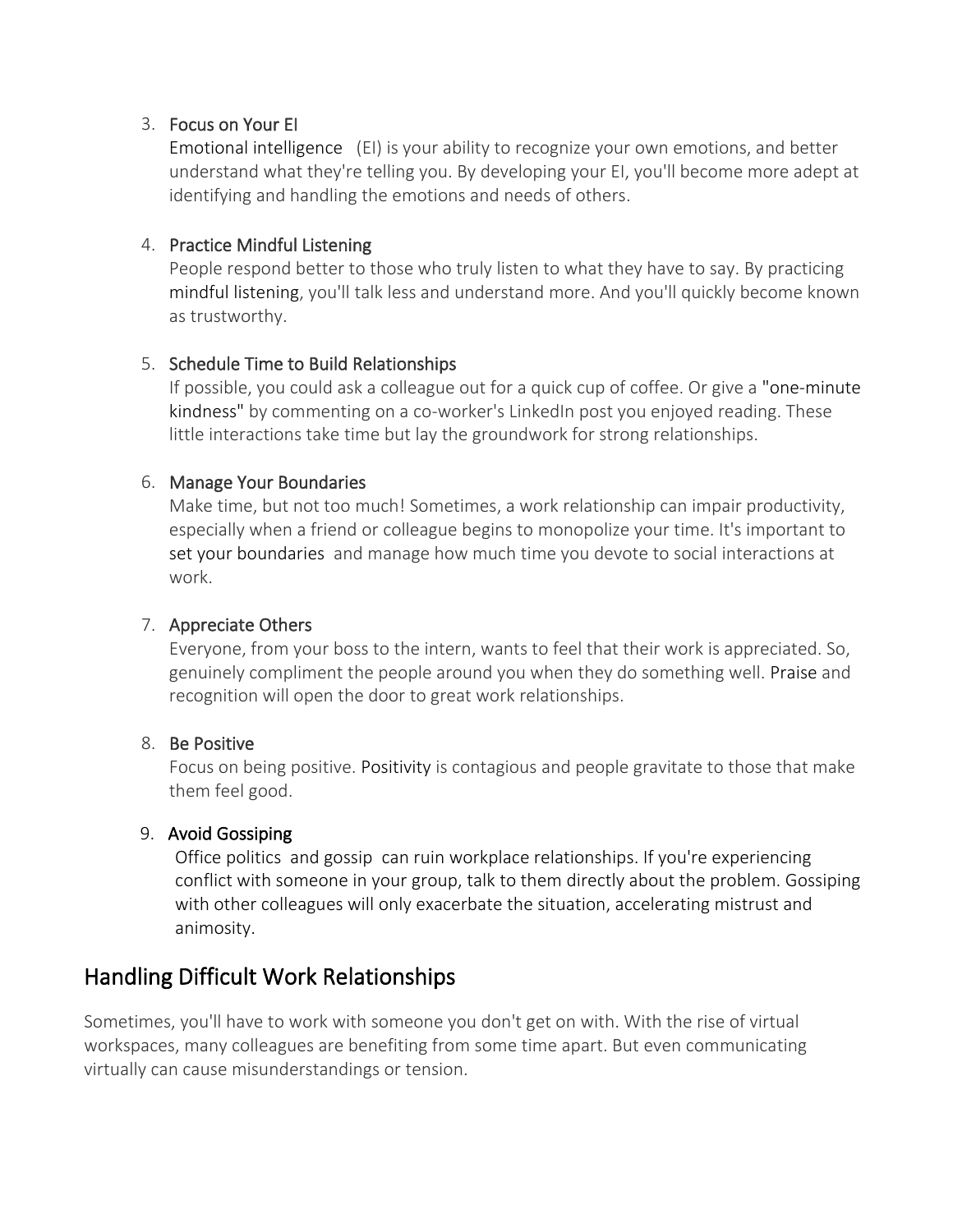3. Focus on Your EI
   Emotional intelligence (EI) is your ability to recognize your own emotions, and better understand what they're telling you. By developing your EI, you'll become more adept at identifying and handling the emotions and needs of others.

4. Practice Mindful Listening
   People respond better to those who truly listen to what they have to say. By practicing mindful listening, you'll talk less and understand more. And you'll quickly become known as trustworthy.

5. Schedule Time to Build Relationships
   If possible, you could ask a colleague out for a quick cup of coffee. Or give a "one-minute kindness" by commenting on a co-worker's LinkedIn post you enjoyed reading. These little interactions take time but lay the groundwork for strong relationships.

6. Manage Your Boundaries
   Make time, but not too much! Sometimes, a work relationship can impair productivity, especially when a friend or colleague begins to monopolize your time. It's important to set your boundaries and manage how much time you devote to social interactions at work.

7. Appreciate Others
   Everyone, from your boss to the intern, wants to feel that their work is appreciated. So, genuinely compliment the people around you when they do something well. Praise and recognition will open the door to great work relationships.

8. Be Positive
   Focus on being positive. Positivity is contagious and people gravitate to those that make them feel good.

9. Avoid Gossiping
   Office politics and gossip can ruin workplace relationships. If you're experiencing conflict with someone in your group, talk to them directly about the problem. Gossiping with other colleagues will only exacerbate the situation, accelerating mistrust and animosity.

## Handling Difficult Work Relationships

Sometimes, you'll have to work with someone you don't get on with. With the rise of virtual workspaces, many colleagues are benefiting from some time apart. But even communicating virtually can cause misunderstandings or tension.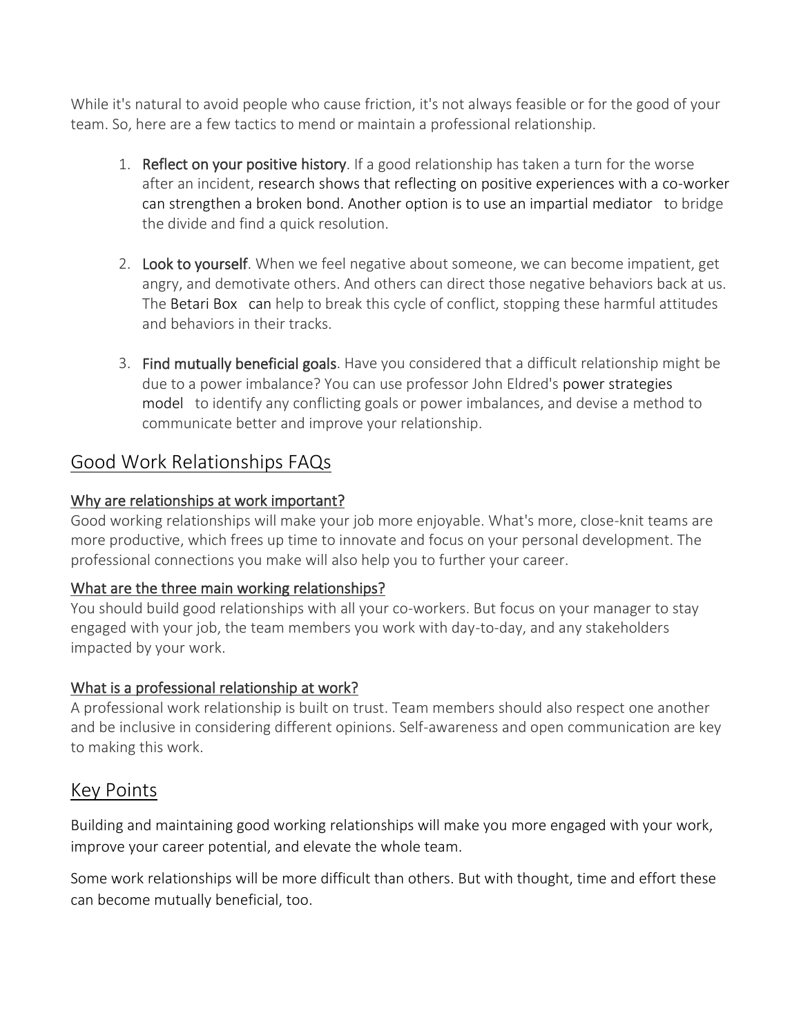While it's natural to avoid people who cause friction, it's not always feasible or for the good of your team. So, here are a few tactics to mend or maintain a professional relationship.

1. **Reflect on your positive history**. If a good relationship has taken a turn for the worse after an incident, research shows that reflecting on positive experiences with a co-worker can strengthen a broken bond. Another option is to use an impartial mediator to bridge the divide and find a quick resolution.

2. **Look to yourself**. When we feel negative about someone, we can become impatient, get angry, and demotivate others. And others can direct those negative behaviors back at us. The Betari Box can help to break this cycle of conflict, stopping these harmful attitudes and behaviors in their tracks.

3. **Find mutually beneficial goals**. Have you considered that a difficult relationship might be due to a power imbalance? You can use professor John Eldred's power strategies model to identify any conflicting goals or power imbalances, and devise a method to communicate better and improve your relationship.

## Good Work Relationships FAQs

### Why are relationships at work important?

Good working relationships will make your job more enjoyable. What's more, close-knit teams are more productive, which frees up time to innovate and focus on your personal development. The professional connections you make will also help you to further your career.

### What are the three main working relationships?

You should build good relationships with all your co-workers. But focus on your manager to stay engaged with your job, the team members you work with day-to-day, and any stakeholders impacted by your work.

### What is a professional relationship at work?

A professional work relationship is built on trust. Team members should also respect one another and be inclusive in considering different opinions. Self-awareness and open communication are key to making this work.

## Key Points

Building and maintaining good working relationships will make you more engaged with your work, improve your career potential, and elevate the whole team.

Some work relationships will be more difficult than others. But with thought, time and effort these can become mutually beneficial, too.